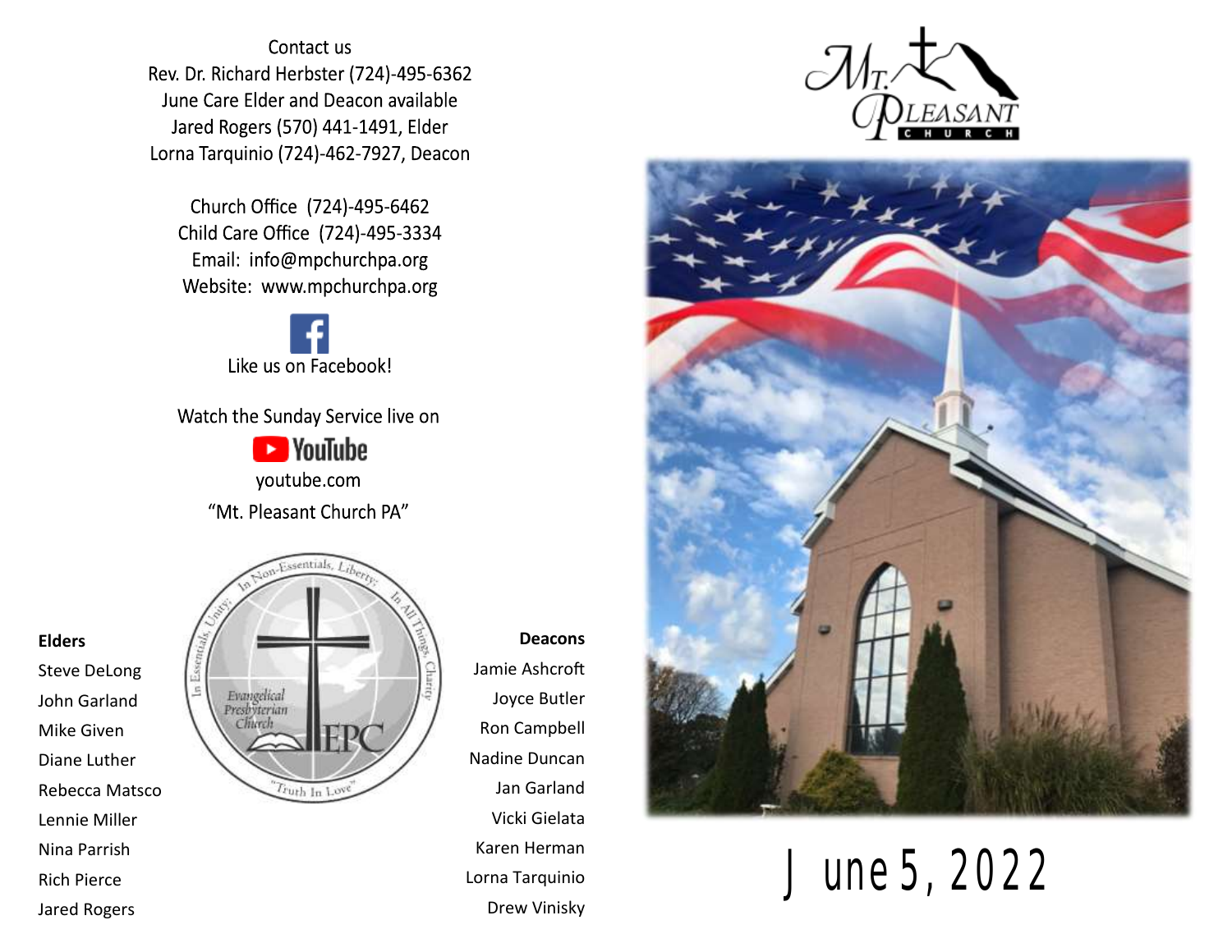Contact us

Rev. Dr. Richard Herbster (724)-495-6362

June Care Elder and Deacon available

Jared Rogers (570) 441-1491, Elder

Lorna Tarquinio (724)-462-7927, Deacon

Church Office (724)-495-6462

Child Care Office (724)-495-3334

Email: info@mpchurchpa.org

Website: www.mpchurchpa.org

Like us on Facebook!

Watch the Sunday Service live on

YouTube

youtube.com

"Mt. Pleasant Church PA"

**Elders**

Steve DeLong
John Garland
Mike Given
Diane Luther
Rebecca Matsco
Lennie Miller
Nina Parrish
Rich Pierce
Jared Rogers

In Essentials, Unity; In Non-Essentials, Liberty; In All Things, Charity

Evangelical Presbyterian Church

EPC

"Truth In Love"

**Deacons**

Jamie Ashcroft
Joyce Butler
Ron Campbell
Nadine Duncan
Jan Garland
Vicki Gielata
Karen Herman
Lorna Tarquinio
Drew Vinisky

Mt. Pleasant Church

# June 5, 2022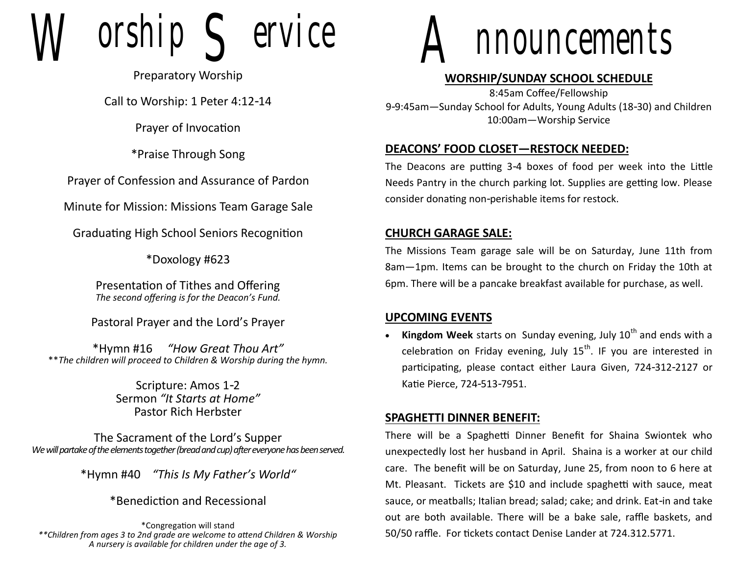# Worship Service

Preparatory Worship

Call to Worship: 1 Peter 4:12-14

Prayer of Invocation

*Praise Through Song

Prayer of Confession and Assurance of Pardon

Minute for Mission: Missions Team Garage Sale

Graduating High School Seniors Recognition

*Doxology #623

Presentation of Tithes and Offering
*The second offering is for the Deacon's Fund.*

Pastoral Prayer and the Lord's Prayer

*Hymn #16 *"How Great Thou Art"*
***The children will proceed to Children & Worship during the hymn.*

Scripture: Amos 1-2
Sermon *"It Starts at Home"*
Pastor Rich Herbster

The Sacrament of the Lord's Supper
*We will partake of the elements together (bread and cup) after everyone has been served.*

*Hymn #40 *"This Is My Father's World"*

*Benediction and Recessional

*Congregation will stand
***Children from ages 3 to 2nd grade are welcome to attend Children & Worship*
*A nursery is available for children under the age of 3.*

# Announcements

**WORSHIP/SUNDAY SCHOOL SCHEDULE**

8:45am Coffee/Fellowship
9-9:45am—Sunday School for Adults, Young Adults (18-30) and Children
10:00am—Worship Service

**DEACONS' FOOD CLOSET—RESTOCK NEEDED:**

The Deacons are putting 3-4 boxes of food per week into the Little Needs Pantry in the church parking lot. Supplies are getting low. Please consider donating non-perishable items for restock.

**CHURCH GARAGE SALE:**

The Missions Team garage sale will be on Saturday, June 11th from 8am—1pm. Items can be brought to the church on Friday the 10th at 6pm. There will be a pancake breakfast available for purchase, as well.

**UPCOMING EVENTS**

- **Kingdom Week** starts on Sunday evening, July 10th and ends with a celebration on Friday evening, July 15th. IF you are interested in participating, please contact either Laura Given, 724-312-2127 or Katie Pierce, 724-513-7951.

**SPAGHETTI DINNER BENEFIT:**

There will be a Spaghetti Dinner Benefit for Shaina Swiontek who unexpectedly lost her husband in April. Shaina is a worker at our child care. The benefit will be on Saturday, June 25, from noon to 6 here at Mt. Pleasant. Tickets are $10 and include spaghetti with sauce, meat sauce, or meatballs; Italian bread; salad; cake; and drink. Eat-in and take out are both available. There will be a bake sale, raffle baskets, and 50/50 raffle. For tickets contact Denise Lander at 724.312.5771.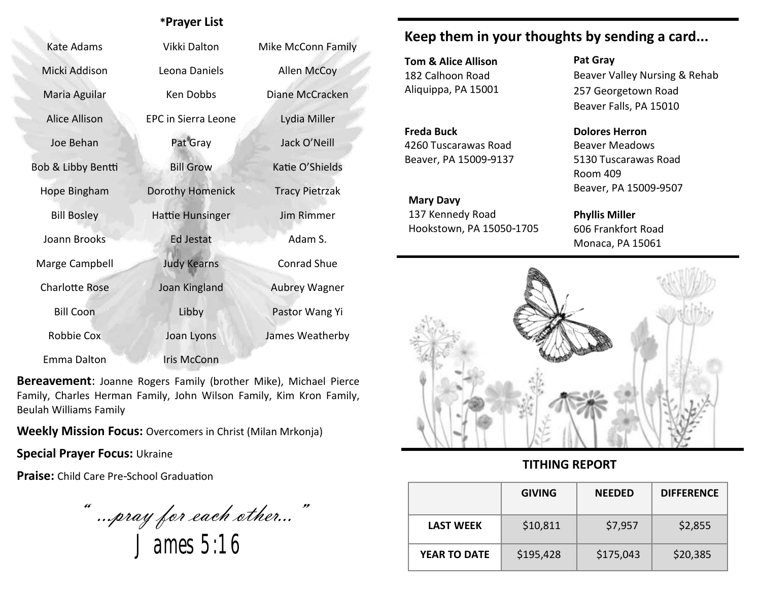## *Prayer List

| | | |
|---|---|---|
| Kate Adams | Vikki Dalton | Mike McConn Family |
| Micki Addison | Leona Daniels | Allen McCoy |
| Maria Aguilar | Ken Dobbs | Diane McCracken |
| Alice Allison | EPC in Sierra Leone | Lydia Miller |
| Joe Behan | Pat Gray | Jack O'Neill |
| Bob & Libby Bentti | Bill Grow | Katie O'Shields |
| Hope Bingham | Dorothy Homenick | Tracy Pietrzak |
| Bill Bosley | Hattie Hunsinger | Jim Rimmer |
| Joann Brooks | Ed Jestat | Adam S. |
| Marge Campbell | Judy Kearns | Conrad Shue |
| Charlotte Rose | Joan Kingland | Aubrey Wagner |
| Bill Coon | Libby | Pastor Wang Yi |
| Robbie Cox | Joan Lyons | James Weatherby |
| Emma Dalton | Iris McConn | |

**Bereavement**: Joanne Rogers Family (brother Mike), Michael Pierce Family, Charles Herman Family, John Wilson Family, Kim Kron Family, Beulah Williams Family

**Weekly Mission Focus:** Overcomers in Christ (Milan Mrkonja)

**Special Prayer Focus:** Ukraine

**Praise:** Child Care Pre-School Graduation

*" ...pray for each other... "*
James 5:16

## Keep them in your thoughts by sending a card...

**Tom & Alice Allison**
182 Calhoun Road
Aliquippa, PA 15001

**Freda Buck**
4260 Tuscarawas Road
Beaver, PA 15009-9137

**Mary Davy**
137 Kennedy Road
Hookstown, PA 15050-1705

**Pat Gray**
Beaver Valley Nursing & Rehab
257 Georgetown Road
Beaver Falls, PA 15010

**Dolores Herron**
Beaver Meadows
5130 Tuscarawas Road
Room 409
Beaver, PA 15009-9507

**Phyllis Miller**
606 Frankfort Road
Monaca, PA 15061

## TITHING REPORT

| | GIVING | NEEDED | DIFFERENCE |
|---|---|---|---|
| LAST WEEK | $10,811 | $7,957 | $2,855 |
| YEAR TO DATE | $195,428 | $175,043 | $20,385 |